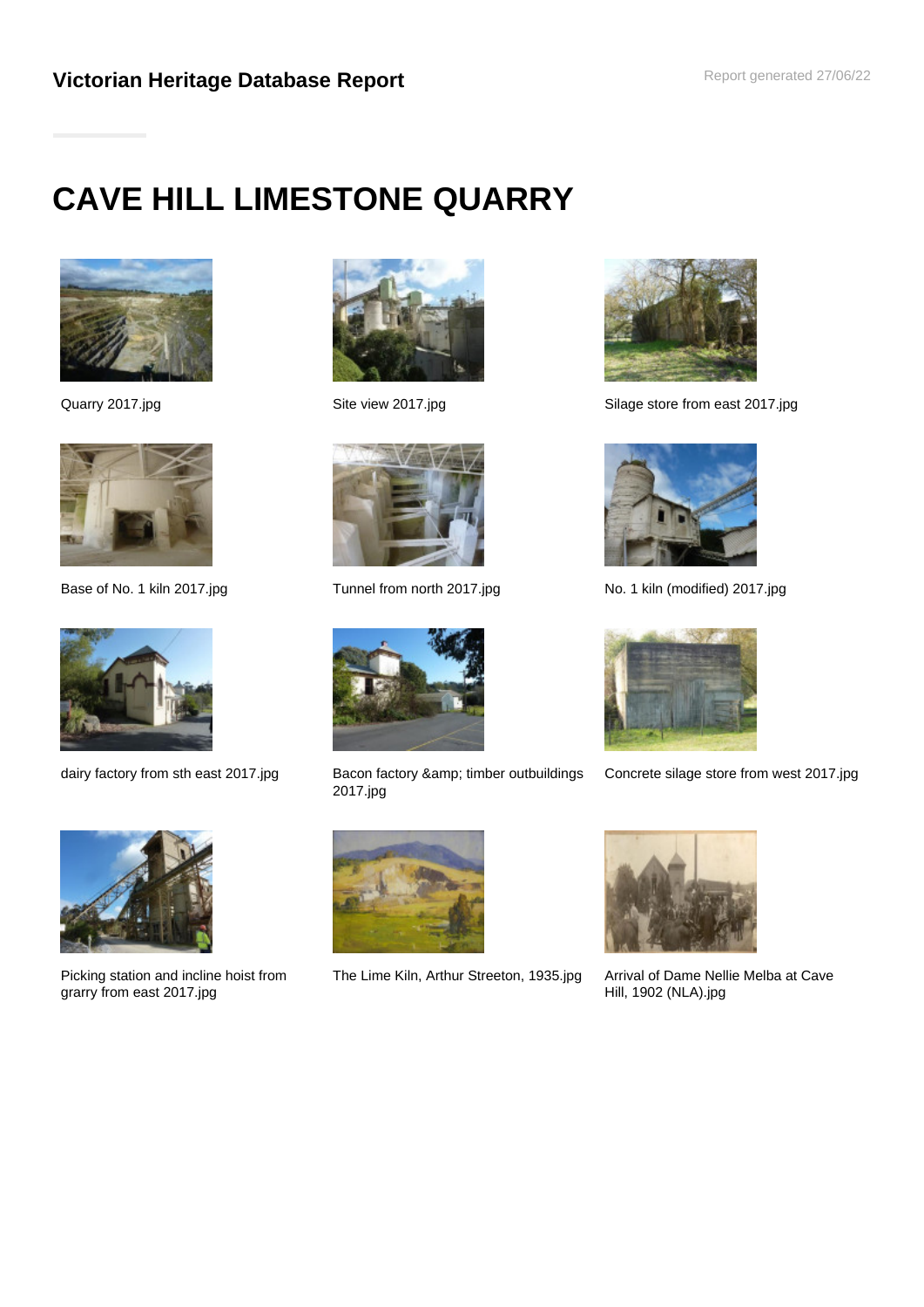# CAVE HILL LIMESTONE QUARRY

Quarry 2017.jpg

Site view 2017.jpg

Silage store from east 2017.jpg

Base of No. 1 kiln 2017.jpg

Tunnel from north 2017.jpg

No. 1 kiln (modified) 2017.jpg

dairy factory from sth east 2017.jpg

Bacon factory &amp; timber outbuildings 2017.jpg

Concrete silage store from west 2017.jpg

Picking station and incline hoist from grarry from east 2017.jpg

The Lime Kiln, Arthur Streeton, 1935.jpg

Arrival of Dame Nellie Melba at Cave Hill, 1902 (NLA).jpg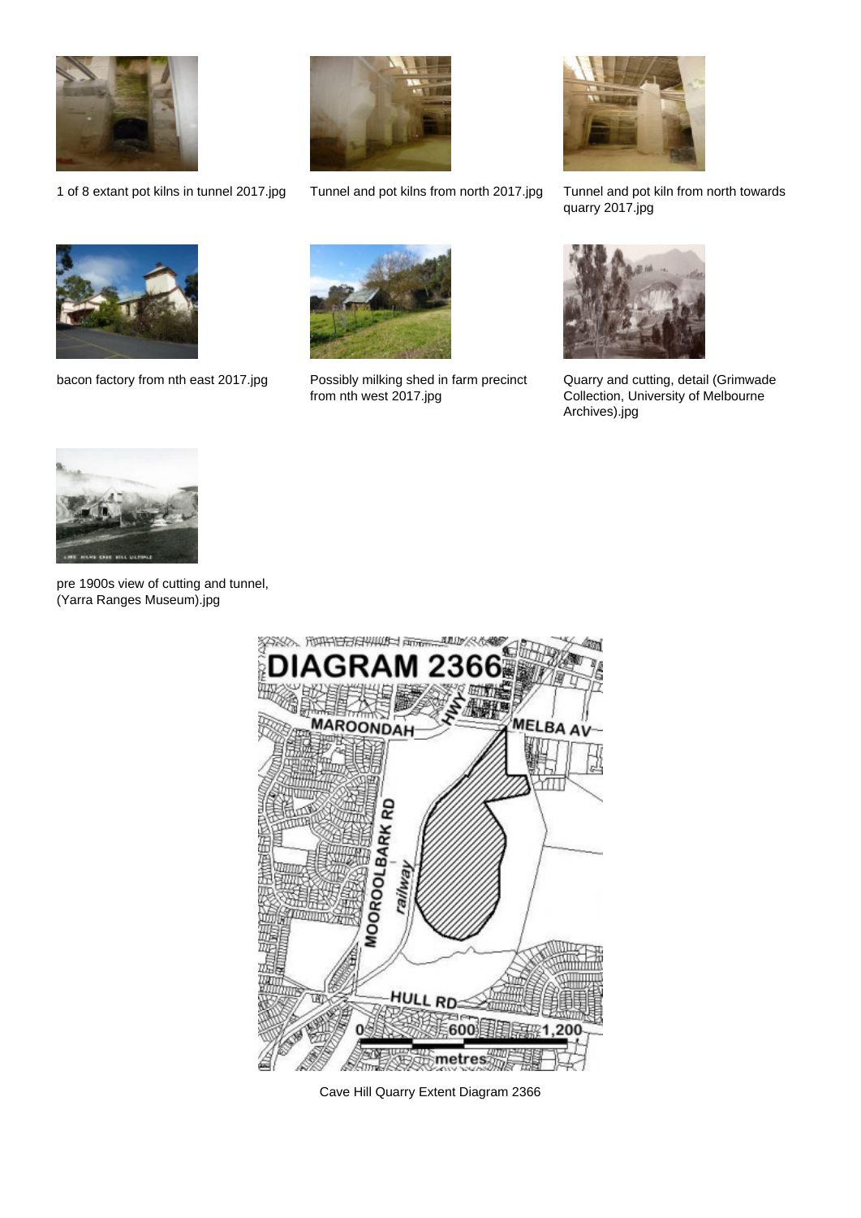1 of 8 extant pot kilns in tunnel 2017.jpg

Tunnel and pot kilns from north 2017.jpg

Tunnel and pot kiln from north towards quarry 2017.jpg

bacon factory from nth east 2017.jpg

Possibly milking shed in farm precinct from nth west 2017.jpg

Quarry and cutting, detail (Grimwade Collection, University of Melbourne Archives).jpg

pre 1900s view of cutting and tunnel, (Yarra Ranges Museum).jpg

Cave Hill Quarry Extent Diagram 2366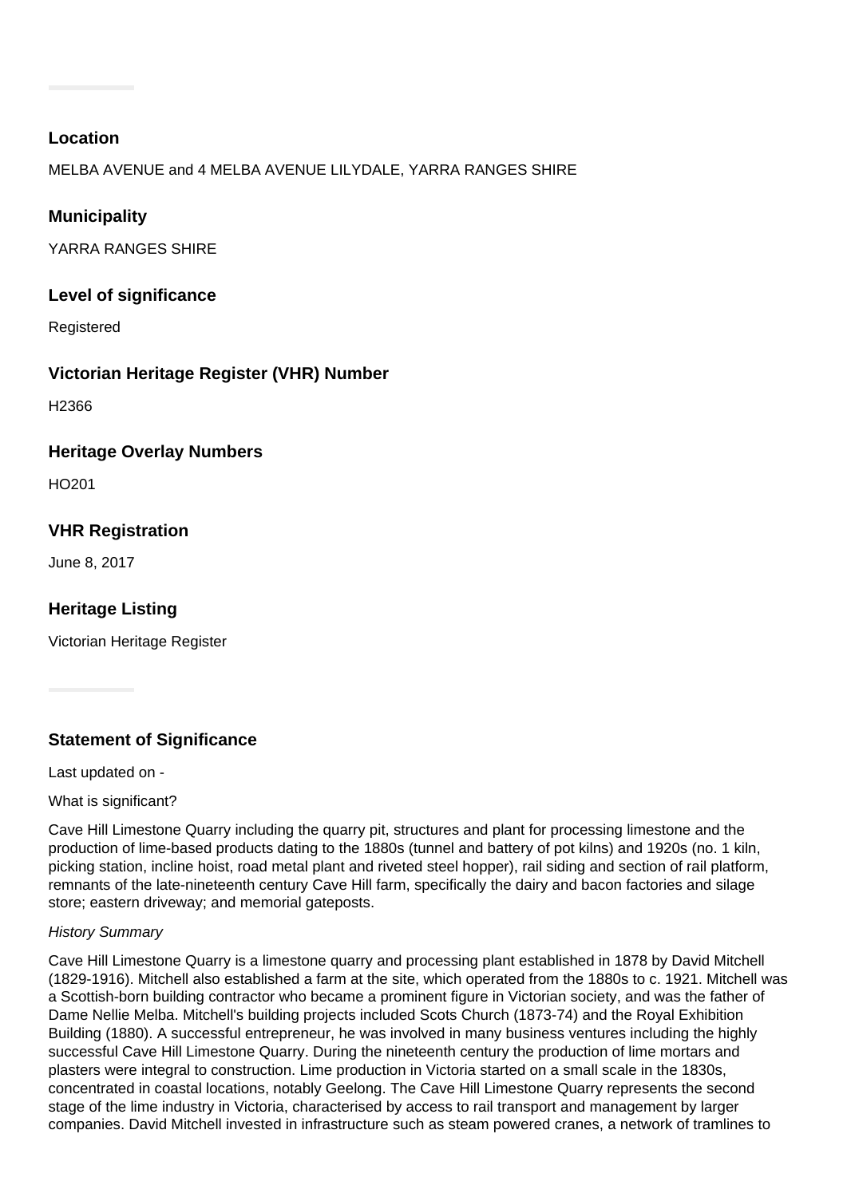### Location

MELBA AVENUE and 4 MELBA AVENUE LILYDALE, YARRA RANGES SHIRE

### Municipality

YARRA RANGES SHIRE

### Level of significance

Registered

### Victorian Heritage Register (VHR) Number

H2366

### Heritage Overlay Numbers

HO201

### VHR Registration

June 8, 2017

### Heritage Listing

Victorian Heritage Register

### Statement of Significance

Last updated on -

What is significant?

Cave Hill Limestone Quarry including the quarry pit, structures and plant for processing limestone and the production of lime-based products dating to the 1880s (tunnel and battery of pot kilns) and 1920s (no. 1 kiln, picking station, incline hoist, road metal plant and riveted steel hopper), rail siding and section of rail platform, remnants of the late-nineteenth century Cave Hill farm, specifically the dairy and bacon factories and silage store; eastern driveway; and memorial gateposts.

*History Summary*

Cave Hill Limestone Quarry is a limestone quarry and processing plant established in 1878 by David Mitchell (1829-1916). Mitchell also established a farm at the site, which operated from the 1880s to c. 1921. Mitchell was a Scottish-born building contractor who became a prominent figure in Victorian society, and was the father of Dame Nellie Melba. Mitchell's building projects included Scots Church (1873-74) and the Royal Exhibition Building (1880). A successful entrepreneur, he was involved in many business ventures including the highly successful Cave Hill Limestone Quarry. During the nineteenth century the production of lime mortars and plasters were integral to construction. Lime production in Victoria started on a small scale in the 1830s, concentrated in coastal locations, notably Geelong. The Cave Hill Limestone Quarry represents the second stage of the lime industry in Victoria, characterised by access to rail transport and management by larger companies. David Mitchell invested in infrastructure such as steam powered cranes, a network of tramlines to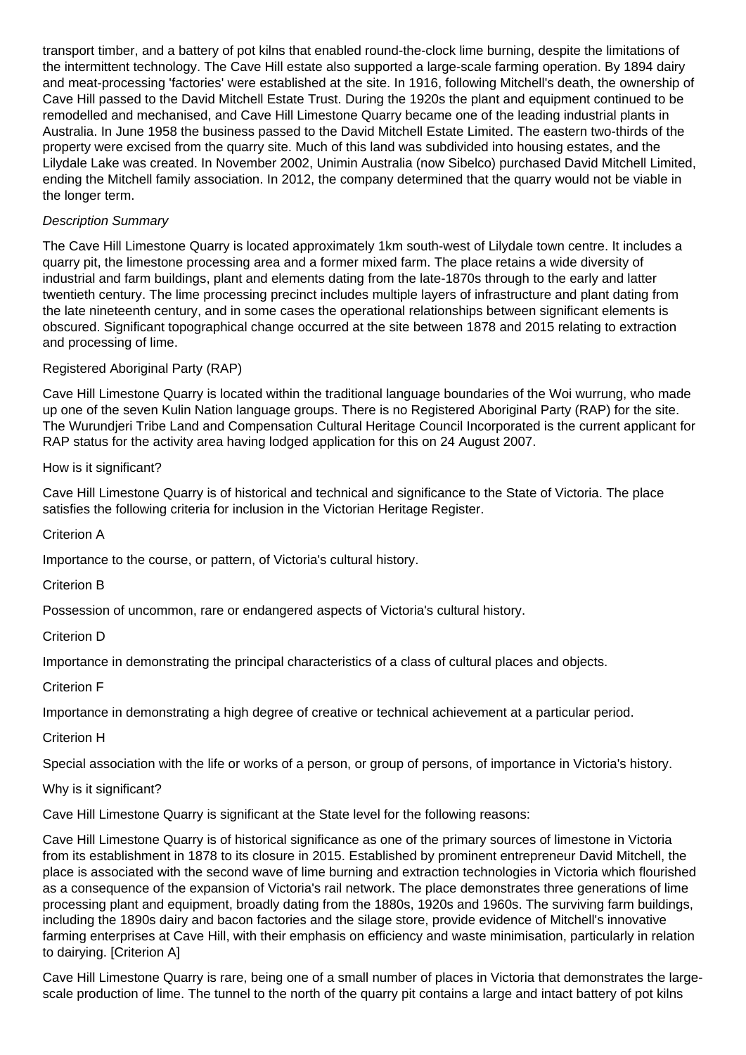transport timber, and a battery of pot kilns that enabled round-the-clock lime burning, despite the limitations of the intermittent technology. The Cave Hill estate also supported a large-scale farming operation. By 1894 dairy and meat-processing 'factories' were established at the site. In 1916, following Mitchell's death, the ownership of Cave Hill passed to the David Mitchell Estate Trust. During the 1920s the plant and equipment continued to be remodelled and mechanised, and Cave Hill Limestone Quarry became one of the leading industrial plants in Australia. In June 1958 the business passed to the David Mitchell Estate Limited. The eastern two-thirds of the property were excised from the quarry site. Much of this land was subdivided into housing estates, and the Lilydale Lake was created. In November 2002, Unimin Australia (now Sibelco) purchased David Mitchell Limited, ending the Mitchell family association. In 2012, the company determined that the quarry would not be viable in the longer term.

*Description Summary*

The Cave Hill Limestone Quarry is located approximately 1km south-west of Lilydale town centre. It includes a quarry pit, the limestone processing area and a former mixed farm. The place retains a wide diversity of industrial and farm buildings, plant and elements dating from the late-1870s through to the early and latter twentieth century. The lime processing precinct includes multiple layers of infrastructure and plant dating from the late nineteenth century, and in some cases the operational relationships between significant elements is obscured. Significant topographical change occurred at the site between 1878 and 2015 relating to extraction and processing of lime.

Registered Aboriginal Party (RAP)

Cave Hill Limestone Quarry is located within the traditional language boundaries of the Woi wurrung, who made up one of the seven Kulin Nation language groups. There is no Registered Aboriginal Party (RAP) for the site. The Wurundjeri Tribe Land and Compensation Cultural Heritage Council Incorporated is the current applicant for RAP status for the activity area having lodged application for this on 24 August 2007.

How is it significant?

Cave Hill Limestone Quarry is of historical and technical and significance to the State of Victoria. The place satisfies the following criteria for inclusion in the Victorian Heritage Register.

Criterion A

Importance to the course, or pattern, of Victoria's cultural history.

Criterion B

Possession of uncommon, rare or endangered aspects of Victoria's cultural history.

Criterion D

Importance in demonstrating the principal characteristics of a class of cultural places and objects.

Criterion F

Importance in demonstrating a high degree of creative or technical achievement at a particular period.

Criterion H

Special association with the life or works of a person, or group of persons, of importance in Victoria's history.

Why is it significant?

Cave Hill Limestone Quarry is significant at the State level for the following reasons:

Cave Hill Limestone Quarry is of historical significance as one of the primary sources of limestone in Victoria from its establishment in 1878 to its closure in 2015. Established by prominent entrepreneur David Mitchell, the place is associated with the second wave of lime burning and extraction technologies in Victoria which flourished as a consequence of the expansion of Victoria's rail network. The place demonstrates three generations of lime processing plant and equipment, broadly dating from the 1880s, 1920s and 1960s. The surviving farm buildings, including the 1890s dairy and bacon factories and the silage store, provide evidence of Mitchell's innovative farming enterprises at Cave Hill, with their emphasis on efficiency and waste minimisation, particularly in relation to dairying. [Criterion A]

Cave Hill Limestone Quarry is rare, being one of a small number of places in Victoria that demonstrates the large-scale production of lime. The tunnel to the north of the quarry pit contains a large and intact battery of pot kilns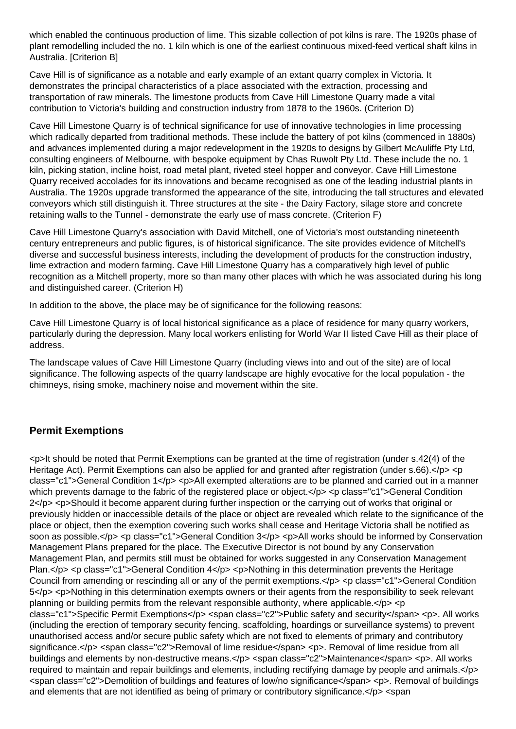which enabled the continuous production of lime. This sizable collection of pot kilns is rare. The 1920s phase of plant remodelling included the no. 1 kiln which is one of the earliest continuous mixed-feed vertical shaft kilns in Australia. [Criterion B]

Cave Hill is of significance as a notable and early example of an extant quarry complex in Victoria. It demonstrates the principal characteristics of a place associated with the extraction, processing and transportation of raw minerals. The limestone products from Cave Hill Limestone Quarry made a vital contribution to Victoria's building and construction industry from 1878 to the 1960s. (Criterion D)

Cave Hill Limestone Quarry is of technical significance for use of innovative technologies in lime processing which radically departed from traditional methods. These include the battery of pot kilns (commenced in 1880s) and advances implemented during a major redevelopment in the 1920s to designs by Gilbert McAuliffe Pty Ltd, consulting engineers of Melbourne, with bespoke equipment by Chas Ruwolt Pty Ltd. These include the no. 1 kiln, picking station, incline hoist, road metal plant, riveted steel hopper and conveyor. Cave Hill Limestone Quarry received accolades for its innovations and became recognised as one of the leading industrial plants in Australia. The 1920s upgrade transformed the appearance of the site, introducing the tall structures and elevated conveyors which still distinguish it. Three structures at the site - the Dairy Factory, silage store and concrete retaining walls to the Tunnel - demonstrate the early use of mass concrete. (Criterion F)

Cave Hill Limestone Quarry's association with David Mitchell, one of Victoria's most outstanding nineteenth century entrepreneurs and public figures, is of historical significance. The site provides evidence of Mitchell's diverse and successful business interests, including the development of products for the construction industry, lime extraction and modern farming. Cave Hill Limestone Quarry has a comparatively high level of public recognition as a Mitchell property, more so than many other places with which he was associated during his long and distinguished career. (Criterion H)

In addition to the above, the place may be of significance for the following reasons:

Cave Hill Limestone Quarry is of local historical significance as a place of residence for many quarry workers, particularly during the depression. Many local workers enlisting for World War II listed Cave Hill as their place of address.

The landscape values of Cave Hill Limestone Quarry (including views into and out of the site) are of local significance. The following aspects of the quarry landscape are highly evocative for the local population - the chimneys, rising smoke, machinery noise and movement within the site.

## Permit Exemptions

<p>It should be noted that Permit Exemptions can be granted at the time of registration (under s.42(4) of the Heritage Act). Permit Exemptions can also be applied for and granted after registration (under s.66).</p> <p class="c1">General Condition 1</p> <p>All exempted alterations are to be planned and carried out in a manner which prevents damage to the fabric of the registered place or object.</p> <p class="c1">General Condition 2</p> <p>Should it become apparent during further inspection or the carrying out of works that original or previously hidden or inaccessible details of the place or object are revealed which relate to the significance of the place or object, then the exemption covering such works shall cease and Heritage Victoria shall be notified as soon as possible.</p> <p class="c1">General Condition 3</p> <p>All works should be informed by Conservation Management Plans prepared for the place. The Executive Director is not bound by any Conservation Management Plan, and permits still must be obtained for works suggested in any Conservation Management Plan.</p> <p class="c1">General Condition 4</p> <p>Nothing in this determination prevents the Heritage Council from amending or rescinding all or any of the permit exemptions.</p> <p class="c1">General Condition 5</p> <p>Nothing in this determination exempts owners or their agents from the responsibility to seek relevant planning or building permits from the relevant responsible authority, where applicable.</p> <p class="c1">Specific Permit Exemptions</p> <span class="c2">Public safety and security</span> <p>. All works (including the erection of temporary security fencing, scaffolding, hoardings or surveillance systems) to prevent unauthorised access and/or secure public safety which are not fixed to elements of primary and contributory significance.</p> <span class="c2">Removal of lime residue</span> <p>. Removal of lime residue from all buildings and elements by non-destructive means.</p> <span class="c2">Maintenance</span> <p>. All works required to maintain and repair buildings and elements, including rectifying damage by people and animals.</p> <span class="c2">Demolition of buildings and features of low/no significance</span> <p>. Removal of buildings and elements that are not identified as being of primary or contributory significance.</p> <span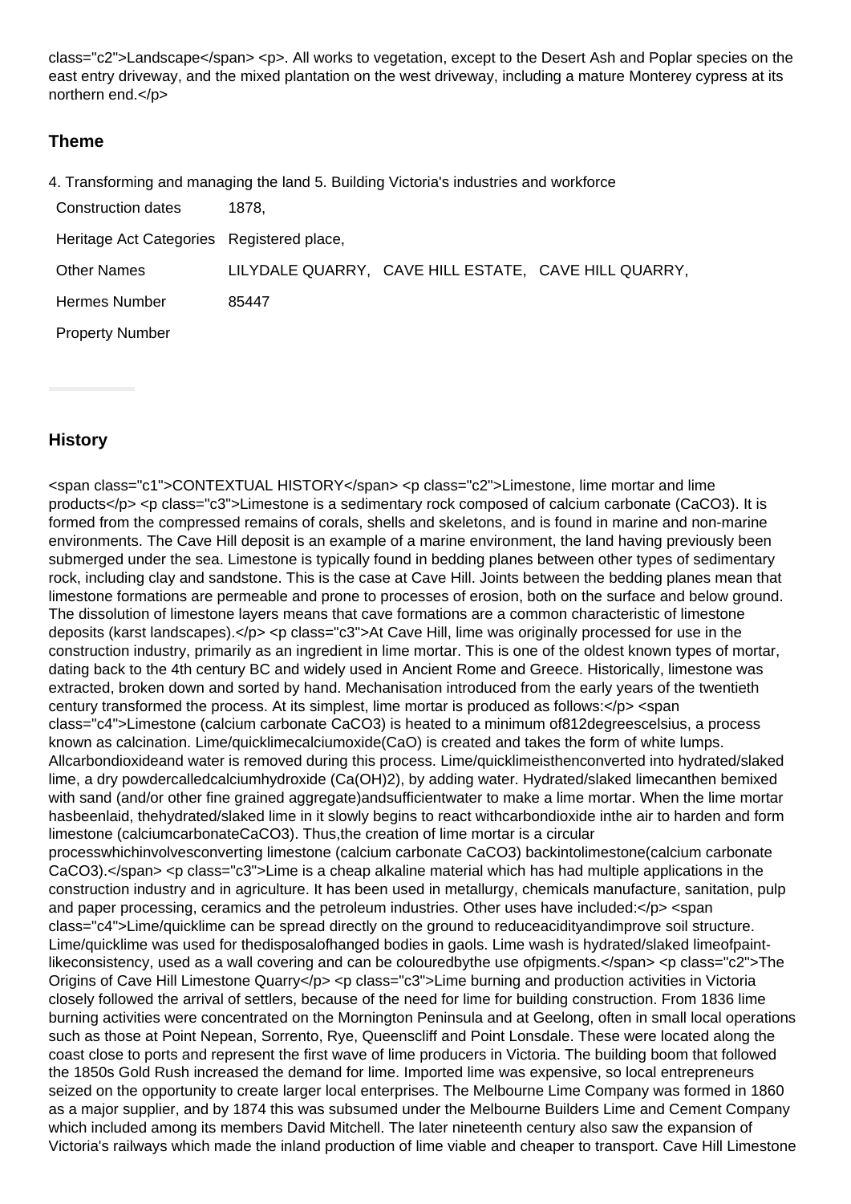class="c2">Landscape</span> <p>. All works to vegetation, except to the Desert Ash and Poplar species on the east entry driveway, and the mixed plantation on the west driveway, including a mature Monterey cypress at its northern end.</p>

### Theme

4. Transforming and managing the land 5. Building Victoria's industries and workforce

| | |
|---|---|
| Construction dates | 1878, |
| Heritage Act Categories | Registered place, |
| Other Names | LILYDALE QUARRY, CAVE HILL ESTATE, CAVE HILL QUARRY, |
| Hermes Number | 85447 |
| Property Number | |

### History

<span class="c1">CONTEXTUAL HISTORY</span> <p class="c2">Limestone, lime mortar and lime products</p> <p class="c3">Limestone is a sedimentary rock composed of calcium carbonate ($CaCO_3$). It is formed from the compressed remains of corals, shells and skeletons, and is found in marine and non-marine environments. The Cave Hill deposit is an example of a marine environment, the land having previously been submerged under the sea. Limestone is typically found in bedding planes between other types of sedimentary rock, including clay and sandstone. This is the case at Cave Hill. Joints between the bedding planes mean that limestone formations are permeable and prone to processes of erosion, both on the surface and below ground. The dissolution of limestone layers means that cave formations are a common characteristic of limestone deposits (karst landscapes).</p> <p class="c3">At Cave Hill, lime was originally processed for use in the construction industry, primarily as an ingredient in lime mortar. This is one of the oldest known types of mortar, dating back to the 4th century BC and widely used in Ancient Rome and Greece. Historically, limestone was extracted, broken down and sorted by hand. Mechanisation introduced from the early years of the twentieth century transformed the process. At its simplest, lime mortar is produced as follows:</p> <span class="c4">Limestone (calcium carbonate $CaCO_3$) is heated to a minimum of812degreescelsius, a process known as calcination. Lime/quicklimecalciumoxide(CaO) is created and takes the form of white lumps. Allcarbondioxideand water is removed during this process. Lime/quicklimeisthenconverted into hydrated/slaked lime, a dry powdercalledcalciumhydroxide ($Ca(OH)_2$), by adding water. Hydrated/slaked limecanthen bemixed with sand (and/or other fine grained aggregate)andsufficientwater to make a lime mortar. When the lime mortar hasbeenlaid, thehydrated/slaked lime in it slowly begins to react withcarbondioxide inthe air to harden and form limestone (calciumcarbonate$CaCO_3$). Thus,the creation of lime mortar is a circular processwhichinvolvesconverting limestone (calcium carbonate $CaCO_3$) backintolimestone(calcium carbonate $CaCO_3$).</span> <p class="c3">Lime is a cheap alkaline material which has had multiple applications in the construction industry and in agriculture. It has been used in metallurgy, chemicals manufacture, sanitation, pulp and paper processing, ceramics and the petroleum industries. Other uses have included:</p> <span class="c4">Lime/quicklime can be spread directly on the ground to reduceacidityandimprove soil structure. Lime/quicklime was used for thedisposalofhanged bodies in gaols. Lime wash is hydrated/slaked limeofpaint-likeconsistency, used as a wall covering and can be colouredbythe use ofpigments.</span> <p class="c2">The Origins of Cave Hill Limestone Quarry</p> <p class="c3">Lime burning and production activities in Victoria closely followed the arrival of settlers, because of the need for lime for building construction. From 1836 lime burning activities were concentrated on the Mornington Peninsula and at Geelong, often in small local operations such as those at Point Nepean, Sorrento, Rye, Queenscliff and Point Lonsdale. These were located along the coast close to ports and represent the first wave of lime producers in Victoria. The building boom that followed the 1850s Gold Rush increased the demand for lime. Imported lime was expensive, so local entrepreneurs seized on the opportunity to create larger local enterprises. The Melbourne Lime Company was formed in 1860 as a major supplier, and by 1874 this was subsumed under the Melbourne Builders Lime and Cement Company which included among its members David Mitchell. The later nineteenth century also saw the expansion of Victoria's railways which made the inland production of lime viable and cheaper to transport. Cave Hill Limestone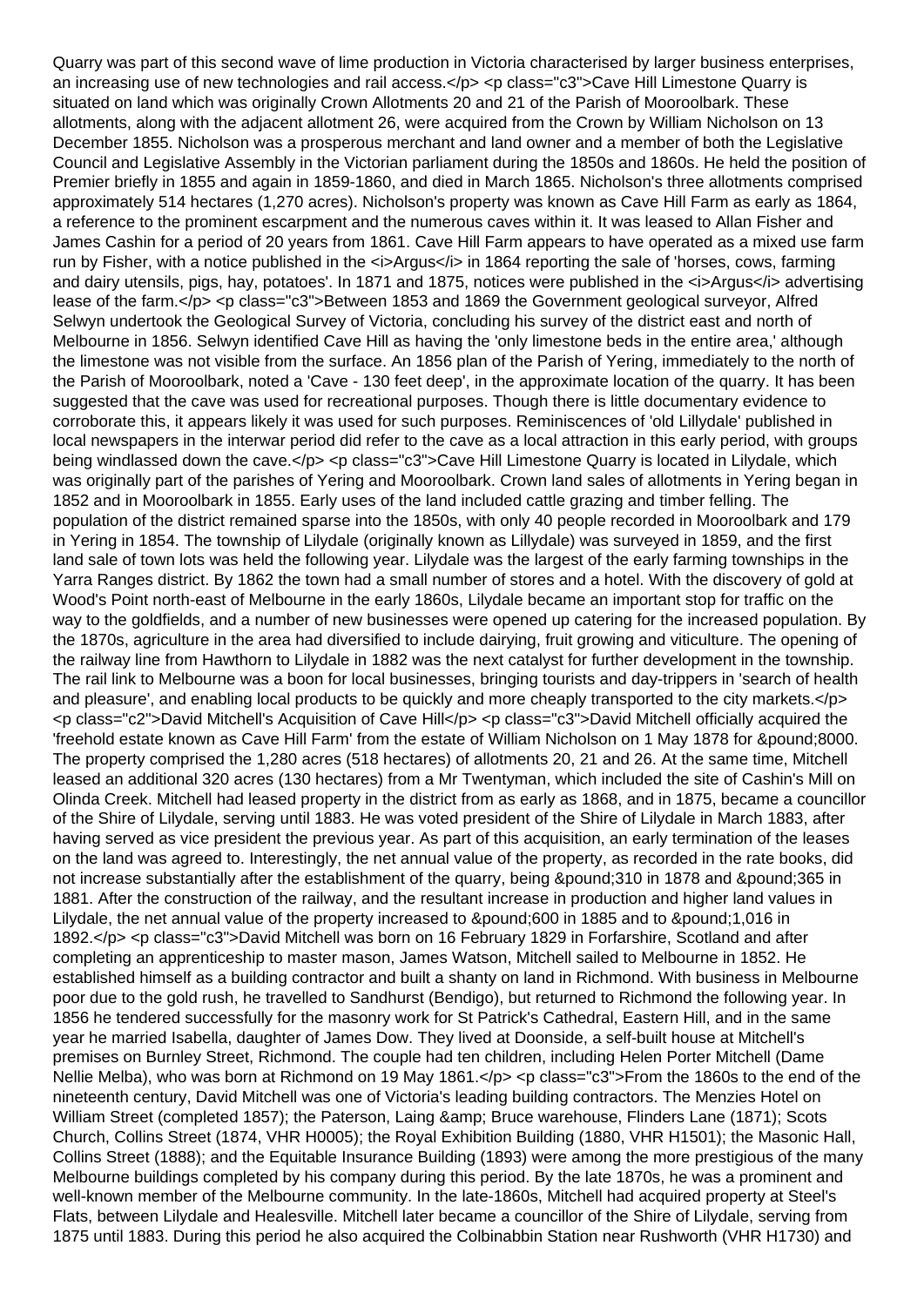Quarry was part of this second wave of lime production in Victoria characterised by larger business enterprises, an increasing use of new technologies and rail access.

Cave Hill Limestone Quarry is situated on land which was originally Crown Allotments 20 and 21 of the Parish of Mooroolbark. These allotments, along with the adjacent allotment 26, were acquired from the Crown by William Nicholson on 13 December 1855. Nicholson was a prosperous merchant and land owner and a member of both the Legislative Council and Legislative Assembly in the Victorian parliament during the 1850s and 1860s. He held the position of Premier briefly in 1855 and again in 1859-1860, and died in March 1865. Nicholson's three allotments comprised approximately 514 hectares (1,270 acres). Nicholson's property was known as Cave Hill Farm as early as 1864, a reference to the prominent escarpment and the numerous caves within it. It was leased to Allan Fisher and James Cashin for a period of 20 years from 1861. Cave Hill Farm appears to have operated as a mixed use farm run by Fisher, with a notice published in the *Argus* in 1864 reporting the sale of 'horses, cows, farming and dairy utensils, pigs, hay, potatoes'. In 1871 and 1875, notices were published in the *Argus* advertising lease of the farm.

Between 1853 and 1869 the Government geological surveyor, Alfred Selwyn undertook the Geological Survey of Victoria, concluding his survey of the district east and north of Melbourne in 1856. Selwyn identified Cave Hill as having the 'only limestone beds in the entire area,' although the limestone was not visible from the surface. An 1856 plan of the Parish of Yering, immediately to the north of the Parish of Mooroolbark, noted a 'Cave - 130 feet deep', in the approximate location of the quarry. It has been suggested that the cave was used for recreational purposes. Though there is little documentary evidence to corroborate this, it appears likely it was used for such purposes. Reminiscences of 'old Lillydale' published in local newspapers in the interwar period did refer to the cave as a local attraction in this early period, with groups being windlassed down the cave.

Cave Hill Limestone Quarry is located in Lilydale, which was originally part of the parishes of Yering and Mooroolbark. Crown land sales of allotments in Yering began in 1852 and in Mooroolbark in 1855. Early uses of the land included cattle grazing and timber felling. The population of the district remained sparse into the 1850s, with only 40 people recorded in Mooroolbark and 179 in Yering in 1854. The township of Lilydale (originally known as Lillydale) was surveyed in 1859, and the first land sale of town lots was held the following year. Lilydale was the largest of the early farming townships in the Yarra Ranges district. By 1862 the town had a small number of stores and a hotel. With the discovery of gold at Wood's Point north-east of Melbourne in the early 1860s, Lilydale became an important stop for traffic on the way to the goldfields, and a number of new businesses were opened up catering for the increased population. By the 1870s, agriculture in the area had diversified to include dairying, fruit growing and viticulture. The opening of the railway line from Hawthorn to Lilydale in 1882 was the next catalyst for further development in the township. The rail link to Melbourne was a boon for local businesses, bringing tourists and day-trippers in 'search of health and pleasure', and enabling local products to be quickly and more cheaply transported to the city markets.

## David Mitchell's Acquisition of Cave Hill

David Mitchell officially acquired the 'freehold estate known as Cave Hill Farm' from the estate of William Nicholson on 1 May 1878 for £8000. The property comprised the 1,280 acres (518 hectares) of allotments 20, 21 and 26. At the same time, Mitchell leased an additional 320 acres (130 hectares) from a Mr Twentyman, which included the site of Cashin's Mill on Olinda Creek. Mitchell had leased property in the district from as early as 1868, and in 1875, became a councillor of the Shire of Lilydale, serving until 1883. He was voted president of the Shire of Lilydale in March 1883, after having served as vice president the previous year. As part of this acquisition, an early termination of the leases on the land was agreed to. Interestingly, the net annual value of the property, as recorded in the rate books, did not increase substantially after the establishment of the quarry, being £310 in 1878 and £365 in 1881. After the construction of the railway, and the resultant increase in production and higher land values in Lilydale, the net annual value of the property increased to £600 in 1885 and to £1,016 in 1892.

David Mitchell was born on 16 February 1829 in Forfarshire, Scotland and after completing an apprenticeship to master mason, James Watson, Mitchell sailed to Melbourne in 1852. He established himself as a building contractor and built a shanty on land in Richmond. With business in Melbourne poor due to the gold rush, he travelled to Sandhurst (Bendigo), but returned to Richmond the following year. In 1856 he tendered successfully for the masonry work for St Patrick's Cathedral, Eastern Hill, and in the same year he married Isabella, daughter of James Dow. They lived at Doonside, a self-built house at Mitchell's premises on Burnley Street, Richmond. The couple had ten children, including Helen Porter Mitchell (Dame Nellie Melba), who was born at Richmond on 19 May 1861.

From the 1860s to the end of the nineteenth century, David Mitchell was one of Victoria's leading building contractors. The Menzies Hotel on William Street (completed 1857); the Paterson, Laing & Bruce warehouse, Flinders Lane (1871); Scots Church, Collins Street (1874, VHR H0005); the Royal Exhibition Building (1880, VHR H1501); the Masonic Hall, Collins Street (1888); and the Equitable Insurance Building (1893) were among the more prestigious of the many Melbourne buildings completed by his company during this period. By the late 1870s, he was a prominent and well-known member of the Melbourne community. In the late-1860s, Mitchell had acquired property at Steel's Flats, between Lilydale and Healesville. Mitchell later became a councillor of the Shire of Lilydale, serving from 1875 until 1883. During this period he also acquired the Colbinabbin Station near Rushworth (VHR H1730) and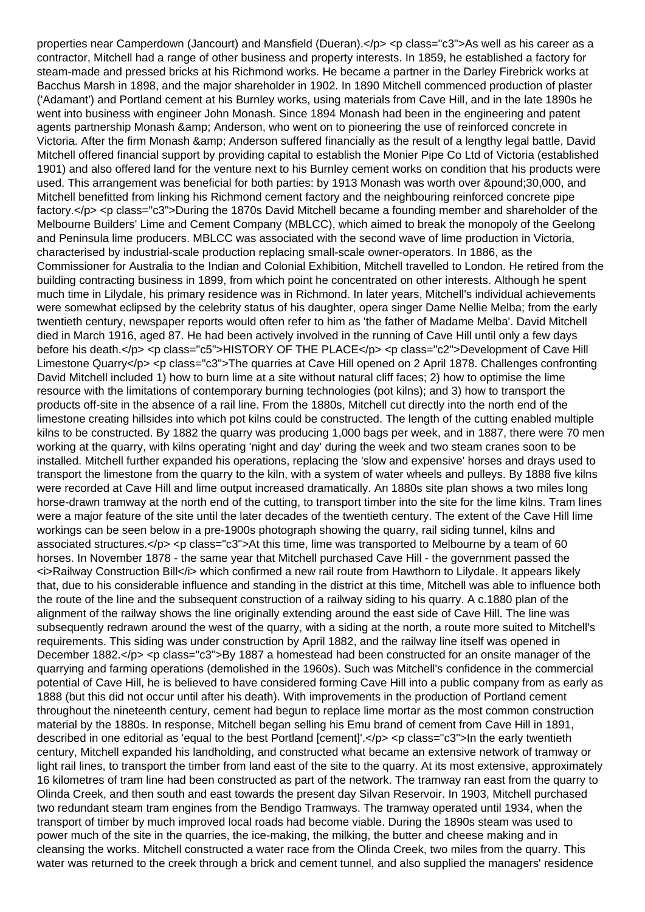properties near Camperdown (Jancourt) and Mansfield (Dueran).

As well as his career as a contractor, Mitchell had a range of other business and property interests. In 1859, he established a factory for steam-made and pressed bricks at his Richmond works. He became a partner in the Darley Firebrick works at Bacchus Marsh in 1898, and the major shareholder in 1902. In 1890 Mitchell commenced production of plaster ('Adamant') and Portland cement at his Burnley works, using materials from Cave Hill, and in the late 1890s he went into business with engineer John Monash. Since 1894 Monash had been in the engineering and patent agents partnership Monash & Anderson, who went on to pioneering the use of reinforced concrete in Victoria. After the firm Monash & Anderson suffered financially as the result of a lengthy legal battle, David Mitchell offered financial support by providing capital to establish the Monier Pipe Co Ltd of Victoria (established 1901) and also offered land for the venture next to his Burnley cement works on condition that his products were used. This arrangement was beneficial for both parties: by 1913 Monash was worth over £30,000, and Mitchell benefitted from linking his Richmond cement factory and the neighbouring reinforced concrete pipe factory.

During the 1870s David Mitchell became a founding member and shareholder of the Melbourne Builders' Lime and Cement Company (MBLCC), which aimed to break the monopoly of the Geelong and Peninsula lime producers. MBLCC was associated with the second wave of lime production in Victoria, characterised by industrial-scale production replacing small-scale owner-operators. In 1886, as the Commissioner for Australia to the Indian and Colonial Exhibition, Mitchell travelled to London. He retired from the building contracting business in 1899, from which point he concentrated on other interests. Although he spent much time in Lilydale, his primary residence was in Richmond. In later years, Mitchell's individual achievements were somewhat eclipsed by the celebrity status of his daughter, opera singer Dame Nellie Melba; from the early twentieth century, newspaper reports would often refer to him as 'the father of Madame Melba'. David Mitchell died in March 1916, aged 87. He had been actively involved in the running of Cave Hill until only a few days before his death.

HISTORY OF THE PLACE

Development of Cave Hill Limestone Quarry

The quarries at Cave Hill opened on 2 April 1878. Challenges confronting David Mitchell included 1) how to burn lime at a site without natural cliff faces; 2) how to optimise the lime resource with the limitations of contemporary burning technologies (pot kilns); and 3) how to transport the products off-site in the absence of a rail line. From the 1880s, Mitchell cut directly into the north end of the limestone creating hillsides into which pot kilns could be constructed. The length of the cutting enabled multiple kilns to be constructed. By 1882 the quarry was producing 1,000 bags per week, and in 1887, there were 70 men working at the quarry, with kilns operating 'night and day' during the week and two steam cranes soon to be installed. Mitchell further expanded his operations, replacing the 'slow and expensive' horses and drays used to transport the limestone from the quarry to the kiln, with a system of water wheels and pulleys. By 1888 five kilns were recorded at Cave Hill and lime output increased dramatically. An 1880s site plan shows a two miles long horse-drawn tramway at the north end of the cutting, to transport timber into the site for the lime kilns. Tram lines were a major feature of the site until the later decades of the twentieth century. The extent of the Cave Hill lime workings can be seen below in a pre-1900s photograph showing the quarry, rail siding tunnel, kilns and associated structures.

At this time, lime was transported to Melbourne by a team of 60 horses. In November 1878 - the same year that Mitchell purchased Cave Hill - the government passed the *Railway Construction Bill* which confirmed a new rail route from Hawthorn to Lilydale. It appears likely that, due to his considerable influence and standing in the district at this time, Mitchell was able to influence both the route of the line and the subsequent construction of a railway siding to his quarry. A c.1880 plan of the alignment of the railway shows the line originally extending around the east side of Cave Hill. The line was subsequently redrawn around the west of the quarry, with a siding at the north, a route more suited to Mitchell's requirements. This siding was under construction by April 1882, and the railway line itself was opened in December 1882.

By 1887 a homestead had been constructed for an onsite manager of the quarrying and farming operations (demolished in the 1960s). Such was Mitchell's confidence in the commercial potential of Cave Hill, he is believed to have considered forming Cave Hill into a public company from as early as 1888 (but this did not occur until after his death). With improvements in the production of Portland cement throughout the nineteenth century, cement had begun to replace lime mortar as the most common construction material by the 1880s. In response, Mitchell began selling his Emu brand of cement from Cave Hill in 1891, described in one editorial as 'equal to the best Portland [cement]'.

In the early twentieth century, Mitchell expanded his landholding, and constructed what became an extensive network of tramway or light rail lines, to transport the timber from land east of the site to the quarry. At its most extensive, approximately 16 kilometres of tram line had been constructed as part of the network. The tramway ran east from the quarry to Olinda Creek, and then south and east towards the present day Silvan Reservoir. In 1903, Mitchell purchased two redundant steam tram engines from the Bendigo Tramways. The tramway operated until 1934, when the transport of timber by much improved local roads had become viable. During the 1890s steam was used to power much of the site in the quarries, the ice-making, the milking, the butter and cheese making and in cleansing the works. Mitchell constructed a water race from the Olinda Creek, two miles from the quarry. This water was returned to the creek through a brick and cement tunnel, and also supplied the managers' residence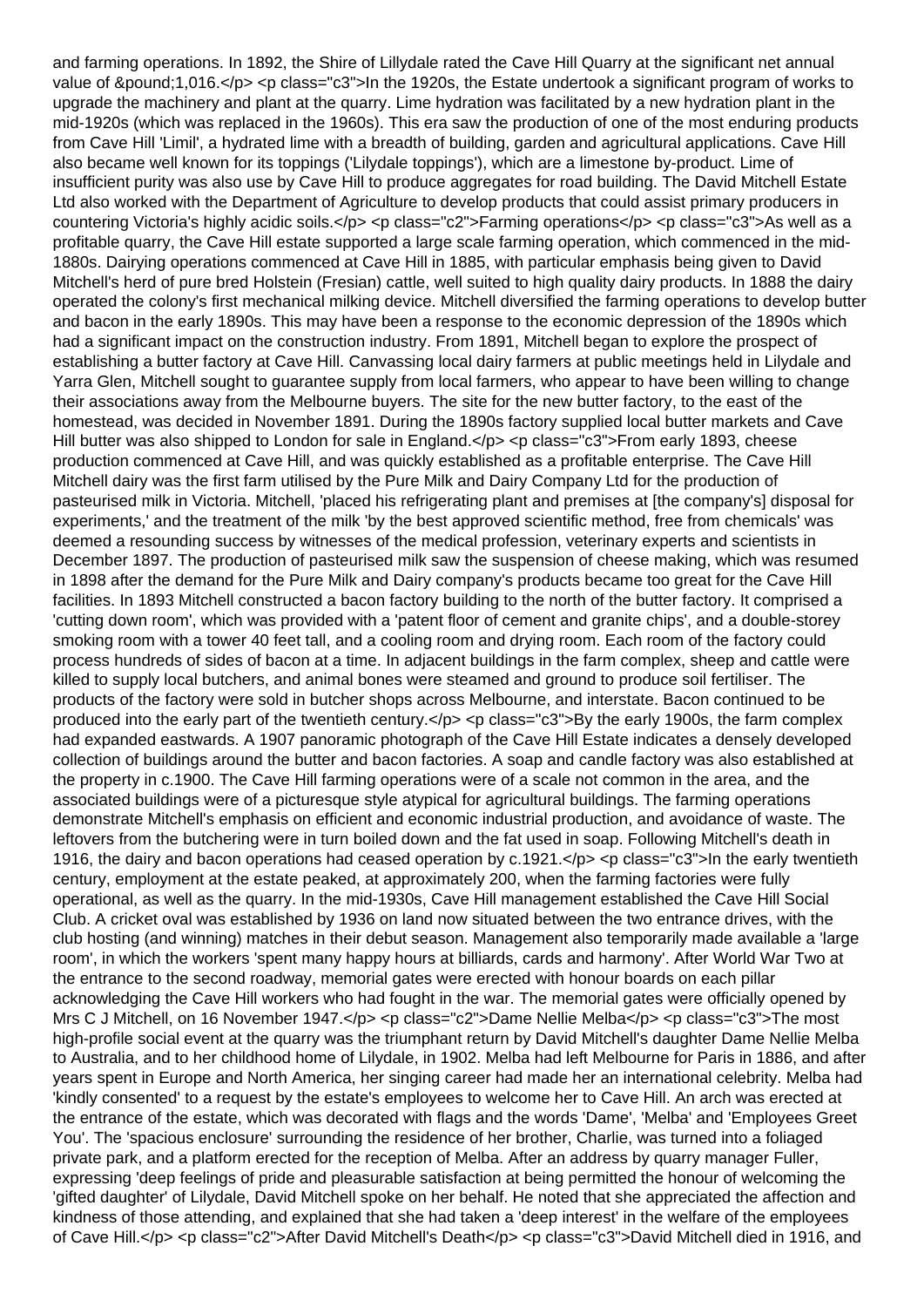and farming operations. In 1892, the Shire of Lillydale rated the Cave Hill Quarry at the significant net annual value of &pound;1,016.

In the 1920s, the Estate undertook a significant program of works to upgrade the machinery and plant at the quarry. Lime hydration was facilitated by a new hydration plant in the mid-1920s (which was replaced in the 1960s). This era saw the production of one of the most enduring products from Cave Hill 'Limil', a hydrated lime with a breadth of building, garden and agricultural applications. Cave Hill also became well known for its toppings ('Lilydale toppings'), which are a limestone by-product. Lime of insufficient purity was also use by Cave Hill to produce aggregates for road building. The David Mitchell Estate Ltd also worked with the Department of Agriculture to develop products that could assist primary producers in countering Victoria's highly acidic soils.

## Farming operations

As well as a profitable quarry, the Cave Hill estate supported a large scale farming operation, which commenced in the mid-1880s. Dairying operations commenced at Cave Hill in 1885, with particular emphasis being given to David Mitchell's herd of pure bred Holstein (Fresian) cattle, well suited to high quality dairy products. In 1888 the dairy operated the colony's first mechanical milking device. Mitchell diversified the farming operations to develop butter and bacon in the early 1890s. This may have been a response to the economic depression of the 1890s which had a significant impact on the construction industry. From 1891, Mitchell began to explore the prospect of establishing a butter factory at Cave Hill. Canvassing local dairy farmers at public meetings held in Lilydale and Yarra Glen, Mitchell sought to guarantee supply from local farmers, who appear to have been willing to change their associations away from the Melbourne buyers. The site for the new butter factory, to the east of the homestead, was decided in November 1891. During the 1890s factory supplied local butter markets and Cave Hill butter was also shipped to London for sale in England.

From early 1893, cheese production commenced at Cave Hill, and was quickly established as a profitable enterprise. The Cave Hill Mitchell dairy was the first farm utilised by the Pure Milk and Dairy Company Ltd for the production of pasteurised milk in Victoria. Mitchell, 'placed his refrigerating plant and premises at [the company's] disposal for experiments,' and the treatment of the milk 'by the best approved scientific method, free from chemicals' was deemed a resounding success by witnesses of the medical profession, veterinary experts and scientists in December 1897. The production of pasteurised milk saw the suspension of cheese making, which was resumed in 1898 after the demand for the Pure Milk and Dairy company's products became too great for the Cave Hill facilities. In 1893 Mitchell constructed a bacon factory building to the north of the butter factory. It comprised a 'cutting down room', which was provided with a 'patent floor of cement and granite chips', and a double-storey smoking room with a tower 40 feet tall, and a cooling room and drying room. Each room of the factory could process hundreds of sides of bacon at a time. In adjacent buildings in the farm complex, sheep and cattle were killed to supply local butchers, and animal bones were steamed and ground to produce soil fertiliser. The products of the factory were sold in butcher shops across Melbourne, and interstate. Bacon continued to be produced into the early part of the twentieth century.

By the early 1900s, the farm complex had expanded eastwards. A 1907 panoramic photograph of the Cave Hill Estate indicates a densely developed collection of buildings around the butter and bacon factories. A soap and candle factory was also established at the property in c.1900. The Cave Hill farming operations were of a scale not common in the area, and the associated buildings were of a picturesque style atypical for agricultural buildings. The farming operations demonstrate Mitchell's emphasis on efficient and economic industrial production, and avoidance of waste. The leftovers from the butchering were in turn boiled down and the fat used in soap. Following Mitchell's death in 1916, the dairy and bacon operations had ceased operation by c.1921.

In the early twentieth century, employment at the estate peaked, at approximately 200, when the farming factories were fully operational, as well as the quarry. In the mid-1930s, Cave Hill management established the Cave Hill Social Club. A cricket oval was established by 1936 on land now situated between the two entrance drives, with the club hosting (and winning) matches in their debut season. Management also temporarily made available a 'large room', in which the workers 'spent many happy hours at billiards, cards and harmony'. After World War Two at the entrance to the second roadway, memorial gates were erected with honour boards on each pillar acknowledging the Cave Hill workers who had fought in the war. The memorial gates were officially opened by Mrs C J Mitchell, on 16 November 1947.

## Dame Nellie Melba

The most high-profile social event at the quarry was the triumphant return by David Mitchell's daughter Dame Nellie Melba to Australia, and to her childhood home of Lilydale, in 1902. Melba had left Melbourne for Paris in 1886, and after years spent in Europe and North America, her singing career had made her an international celebrity. Melba had 'kindly consented' to a request by the estate's employees to welcome her to Cave Hill. An arch was erected at the entrance of the estate, which was decorated with flags and the words 'Dame', 'Melba' and 'Employees Greet You'. The 'spacious enclosure' surrounding the residence of her brother, Charlie, was turned into a foliaged private park, and a platform erected for the reception of Melba. After an address by quarry manager Fuller, expressing 'deep feelings of pride and pleasurable satisfaction at being permitted the honour of welcoming the 'gifted daughter' of Lilydale, David Mitchell spoke on her behalf. He noted that she appreciated the affection and kindness of those attending, and explained that she had taken a 'deep interest' in the welfare of the employees of Cave Hill.

## After David Mitchell's Death

David Mitchell died in 1916, and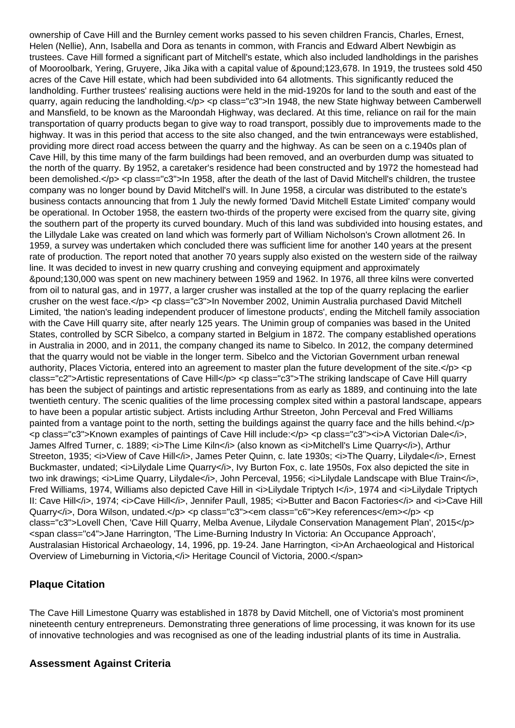ownership of Cave Hill and the Burnley cement works passed to his seven children Francis, Charles, Ernest, Helen (Nellie), Ann, Isabella and Dora as tenants in common, with Francis and Edward Albert Newbigin as trustees. Cave Hill formed a significant part of Mitchell's estate, which also included landholdings in the parishes of Mooroolbark, Yering, Gruyere, Jika Jika with a capital value of &pound;123,678. In 1919, the trustees sold 450 acres of the Cave Hill estate, which had been subdivided into 64 allotments. This significantly reduced the landholding. Further trustees' realising auctions were held in the mid-1920s for land to the south and east of the quarry, again reducing the landholding.</p> <p class="c3">In 1948, the new State highway between Camberwell and Mansfield, to be known as the Maroondah Highway, was declared. At this time, reliance on rail for the main transportation of quarry products began to give way to road transport, possibly due to improvements made to the highway. It was in this period that access to the site also changed, and the twin entranceways were established, providing more direct road access between the quarry and the highway. As can be seen on a c.1940s plan of Cave Hill, by this time many of the farm buildings had been removed, and an overburden dump was situated to the north of the quarry. By 1952, a caretaker's residence had been constructed and by 1972 the homestead had been demolished.</p> <p class="c3">In 1958, after the death of the last of David Mitchell's children, the trustee company was no longer bound by David Mitchell's will. In June 1958, a circular was distributed to the estate's business contacts announcing that from 1 July the newly formed 'David Mitchell Estate Limited' company would be operational. In October 1958, the eastern two-thirds of the property were excised from the quarry site, giving the southern part of the property its curved boundary. Much of this land was subdivided into housing estates, and the Lillydale Lake was created on land which was formerly part of William Nicholson's Crown allotment 26. In 1959, a survey was undertaken which concluded there was sufficient lime for another 140 years at the present rate of production. The report noted that another 70 years supply also existed on the western side of the railway line. It was decided to invest in new quarry crushing and conveying equipment and approximately &pound;130,000 was spent on new machinery between 1959 and 1962. In 1976, all three kilns were converted from oil to natural gas, and in 1977, a larger crusher was installed at the top of the quarry replacing the earlier crusher on the west face.</p> <p class="c3">In November 2002, Unimin Australia purchased David Mitchell Limited, 'the nation's leading independent producer of limestone products', ending the Mitchell family association with the Cave Hill quarry site, after nearly 125 years. The Unimin group of companies was based in the United States, controlled by SCR Sibelco, a company started in Belgium in 1872. The company established operations in Australia in 2000, and in 2011, the company changed its name to Sibelco. In 2012, the company determined that the quarry would not be viable in the longer term. Sibelco and the Victorian Government urban renewal authority, Places Victoria, entered into an agreement to master plan the future development of the site.</p> <p class="c2">Artistic representations of Cave Hill</p> <p class="c3">The striking landscape of Cave Hill quarry has been the subject of paintings and artistic representations from as early as 1889, and continuing into the late twentieth century. The scenic qualities of the lime processing complex sited within a pastoral landscape, appears to have been a popular artistic subject. Artists including Arthur Streeton, John Perceval and Fred Williams painted from a vantage point to the north, setting the buildings against the quarry face and the hills behind.</p> <p class="c3">Known examples of paintings of Cave Hill include:</p> <p class="c3"><i>A Victorian Dale</i>, James Alfred Turner, c. 1889; <i>The Lime Kiln</i> (also known as <i>Mitchell's Lime Quarry</i>), Arthur Streeton, 1935; <i>View of Cave Hill</i>, James Peter Quinn, c. late 1930s; <i>The Quarry, Lilydale</i>, Ernest Buckmaster, undated; <i>Lilydale Lime Quarry</i>, Ivy Burton Fox, c. late 1950s, Fox also depicted the site in two ink drawings; <i>Lime Quarry, Lilydale</i>, John Perceval, 1956; <i>Lilydale Landscape with Blue Train</i>, Fred Williams, 1974, Williams also depicted Cave Hill in <i>Lilydale Triptych I</i>, 1974 and <i>Lilydale Triptych II: Cave Hill</i>, 1974; <i>Cave Hill</i>, Jennifer Paull, 1985; <i>Butter and Bacon Factories</i> and <i>Cave Hill Quarry</i>, Dora Wilson, undated.</p> <p class="c3"><em class="c6">Key references</em></p> <p class="c3">Lovell Chen, 'Cave Hill Quarry, Melba Avenue, Lilydale Conservation Management Plan', 2015</p> <span class="c4">Jane Harrington, 'The Lime-Burning Industry In Victoria: An Occupance Approach', Australasian Historical Archaeology, 14, 1996, pp. 19-24. Jane Harrington, <i>An Archaeological and Historical Overview of Limeburning in Victoria,</i> Heritage Council of Victoria, 2000.</span>

## Plaque Citation

The Cave Hill Limestone Quarry was established in 1878 by David Mitchell, one of Victoria's most prominent nineteenth century entrepreneurs. Demonstrating three generations of lime processing, it was known for its use of innovative technologies and was recognised as one of the leading industrial plants of its time in Australia.

## Assessment Against Criteria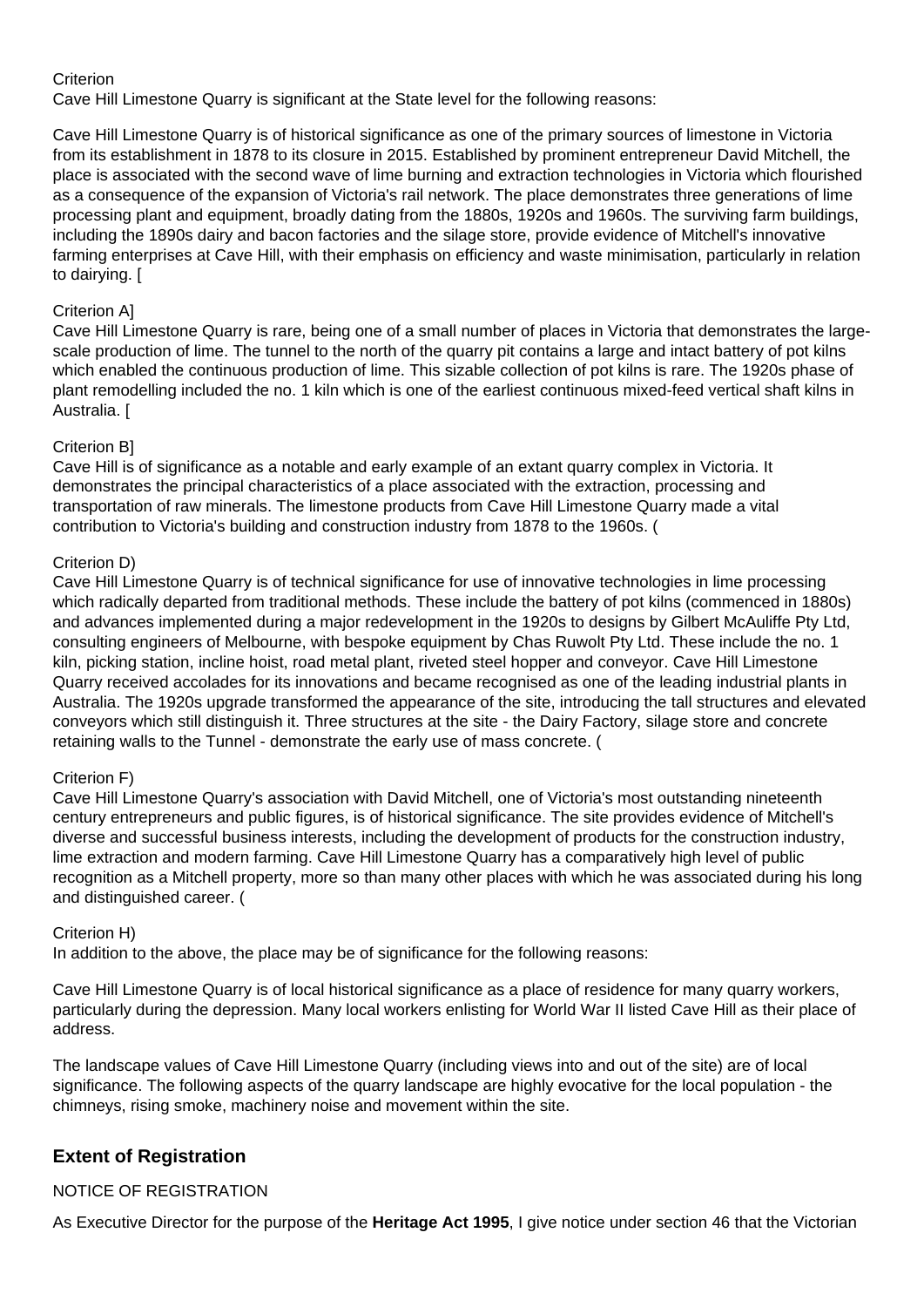Criterion
Cave Hill Limestone Quarry is significant at the State level for the following reasons:

Cave Hill Limestone Quarry is of historical significance as one of the primary sources of limestone in Victoria from its establishment in 1878 to its closure in 2015. Established by prominent entrepreneur David Mitchell, the place is associated with the second wave of lime burning and extraction technologies in Victoria which flourished as a consequence of the expansion of Victoria's rail network. The place demonstrates three generations of lime processing plant and equipment, broadly dating from the 1880s, 1920s and 1960s. The surviving farm buildings, including the 1890s dairy and bacon factories and the silage store, provide evidence of Mitchell's innovative farming enterprises at Cave Hill, with their emphasis on efficiency and waste minimisation, particularly in relation to dairying. [

Criterion A]
Cave Hill Limestone Quarry is rare, being one of a small number of places in Victoria that demonstrates the large-scale production of lime. The tunnel to the north of the quarry pit contains a large and intact battery of pot kilns which enabled the continuous production of lime. This sizable collection of pot kilns is rare. The 1920s phase of plant remodelling included the no. 1 kiln which is one of the earliest continuous mixed-feed vertical shaft kilns in Australia. [

Criterion B]
Cave Hill is of significance as a notable and early example of an extant quarry complex in Victoria. It demonstrates the principal characteristics of a place associated with the extraction, processing and transportation of raw minerals. The limestone products from Cave Hill Limestone Quarry made a vital contribution to Victoria's building and construction industry from 1878 to the 1960s. (

Criterion D)
Cave Hill Limestone Quarry is of technical significance for use of innovative technologies in lime processing which radically departed from traditional methods. These include the battery of pot kilns (commenced in 1880s) and advances implemented during a major redevelopment in the 1920s to designs by Gilbert McAuliffe Pty Ltd, consulting engineers of Melbourne, with bespoke equipment by Chas Ruwolt Pty Ltd. These include the no. 1 kiln, picking station, incline hoist, road metal plant, riveted steel hopper and conveyor. Cave Hill Limestone Quarry received accolades for its innovations and became recognised as one of the leading industrial plants in Australia. The 1920s upgrade transformed the appearance of the site, introducing the tall structures and elevated conveyors which still distinguish it. Three structures at the site - the Dairy Factory, silage store and concrete retaining walls to the Tunnel - demonstrate the early use of mass concrete. (

Criterion F)
Cave Hill Limestone Quarry's association with David Mitchell, one of Victoria's most outstanding nineteenth century entrepreneurs and public figures, is of historical significance. The site provides evidence of Mitchell's diverse and successful business interests, including the development of products for the construction industry, lime extraction and modern farming. Cave Hill Limestone Quarry has a comparatively high level of public recognition as a Mitchell property, more so than many other places with which he was associated during his long and distinguished career. (

Criterion H)
In addition to the above, the place may be of significance for the following reasons:

Cave Hill Limestone Quarry is of local historical significance as a place of residence for many quarry workers, particularly during the depression. Many local workers enlisting for World War II listed Cave Hill as their place of address.

The landscape values of Cave Hill Limestone Quarry (including views into and out of the site) are of local significance. The following aspects of the quarry landscape are highly evocative for the local population - the chimneys, rising smoke, machinery noise and movement within the site.

## Extent of Registration

NOTICE OF REGISTRATION

As Executive Director for the purpose of the **Heritage Act 1995**, I give notice under section 46 that the Victorian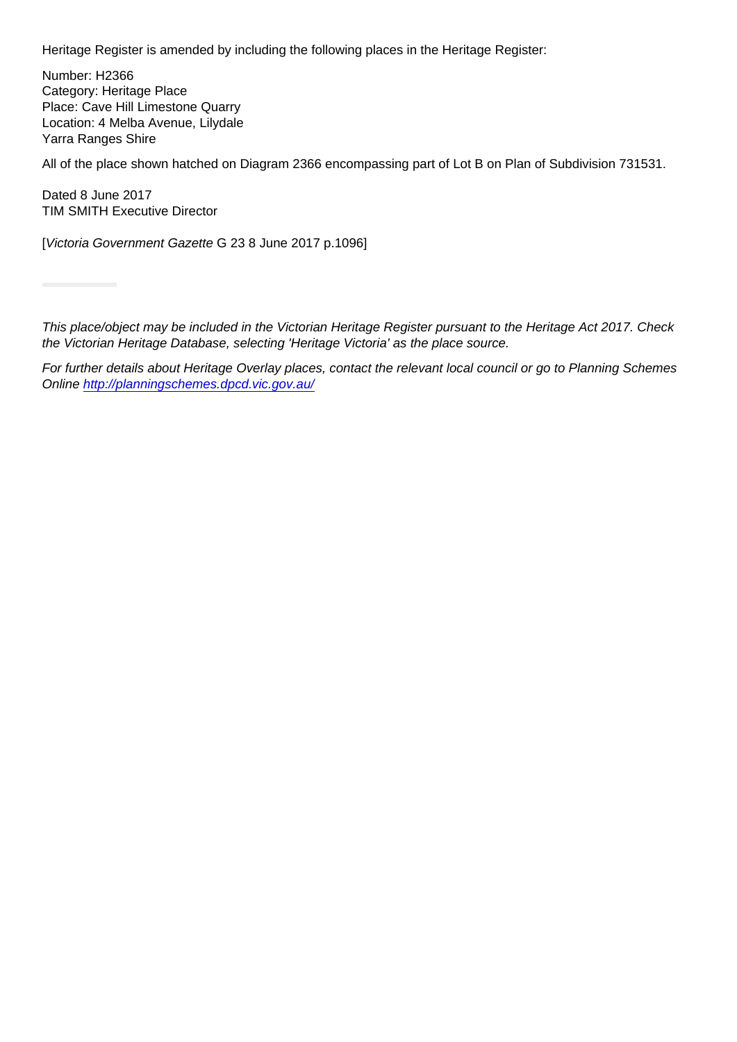Heritage Register is amended by including the following places in the Heritage Register:

Number: H2366
Category: Heritage Place
Place: Cave Hill Limestone Quarry
Location: 4 Melba Avenue, Lilydale
Yarra Ranges Shire

All of the place shown hatched on Diagram 2366 encompassing part of Lot B on Plan of Subdivision 731531.

Dated 8 June 2017
TIM SMITH Executive Director

[*Victoria Government Gazette* G 23 8 June 2017 p.1096]

*This place/object may be included in the Victorian Heritage Register pursuant to the Heritage Act 2017. Check the Victorian Heritage Database, selecting 'Heritage Victoria' as the place source.*

*For further details about Heritage Overlay places, contact the relevant local council or go to Planning Schemes Online [http://planningschemes.dpcd.vic.gov.au/](http://planningschemes.dpcd.vic.gov.au/)*